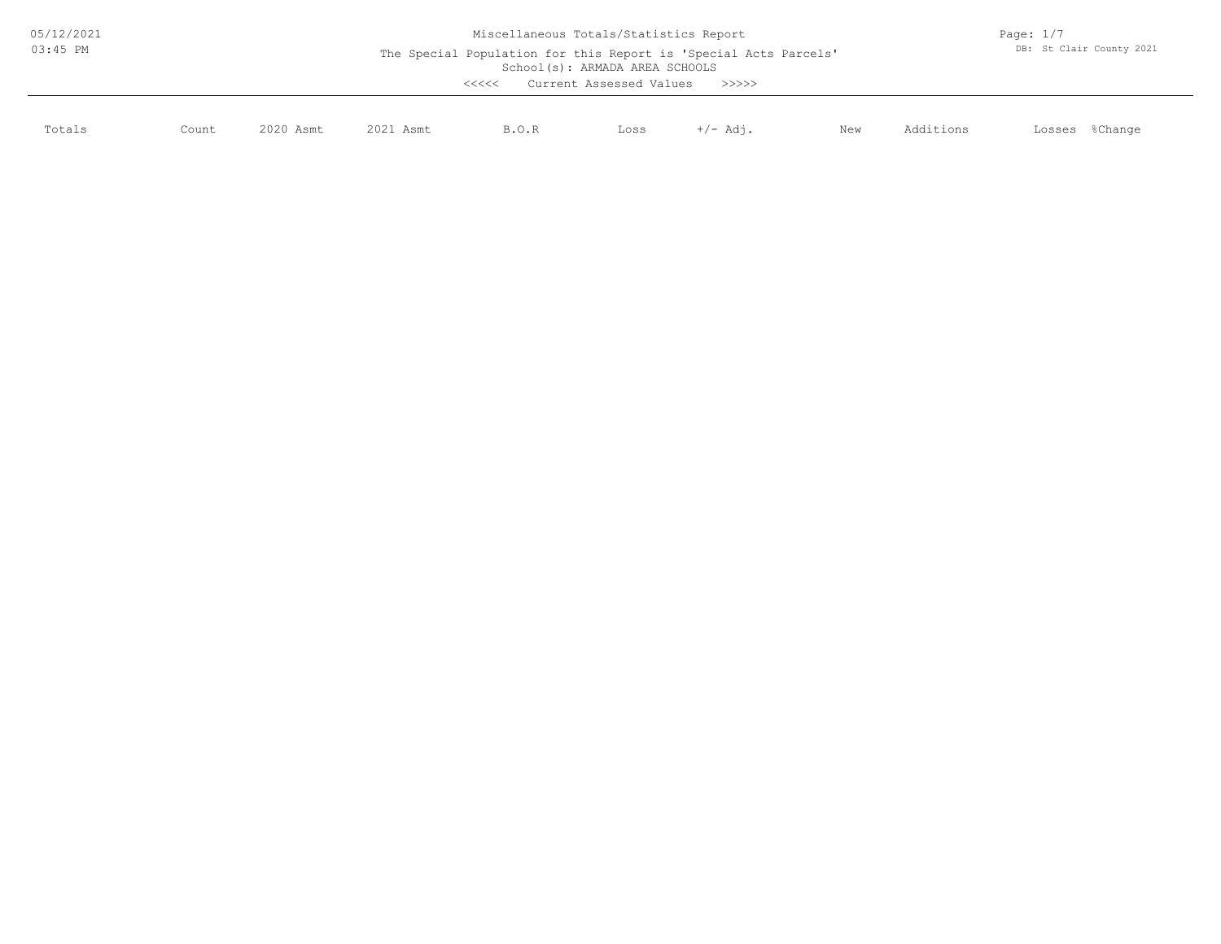# Miscellaneous Totals/Statistics Report

The Special Population for this Report is 'Special Acts Parcels'

School(s): ARMADA AREA SCHOOLS

<<<<< Current Assessed Values >>>>>

| Totals | Count | 2020 Asmt | 2021 Asmt | B.O.R | Loss | +/- Adj. | New | Additions | Losses | %Change |
|---|---|---|---|---|---|---|---|---|---|---|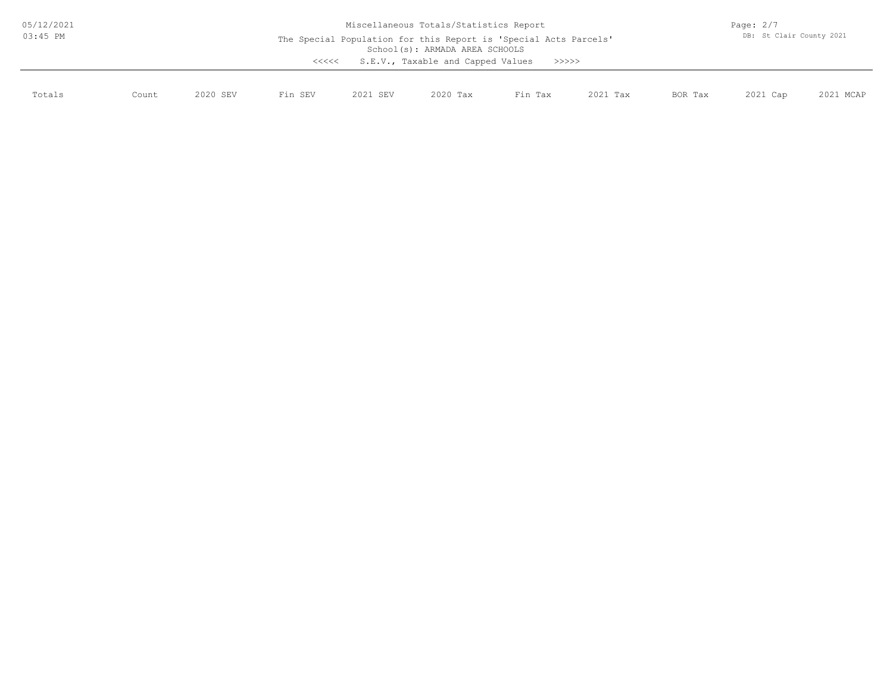Miscellaneous Totals/Statistics Report

The Special Population for this Report is 'Special Acts Parcels'

School(s): ARMADA AREA SCHOOLS

<<<<< S.E.V., Taxable and Capped Values >>>>>

| Totals | Count | 2020 SEV | Fin SEV | 2021 SEV | 2020 Tax | Fin Tax | 2021 Tax | BOR Tax | 2021 Cap | 2021 MCAP |
|---|---|---|---|---|---|---|---|---|---|---|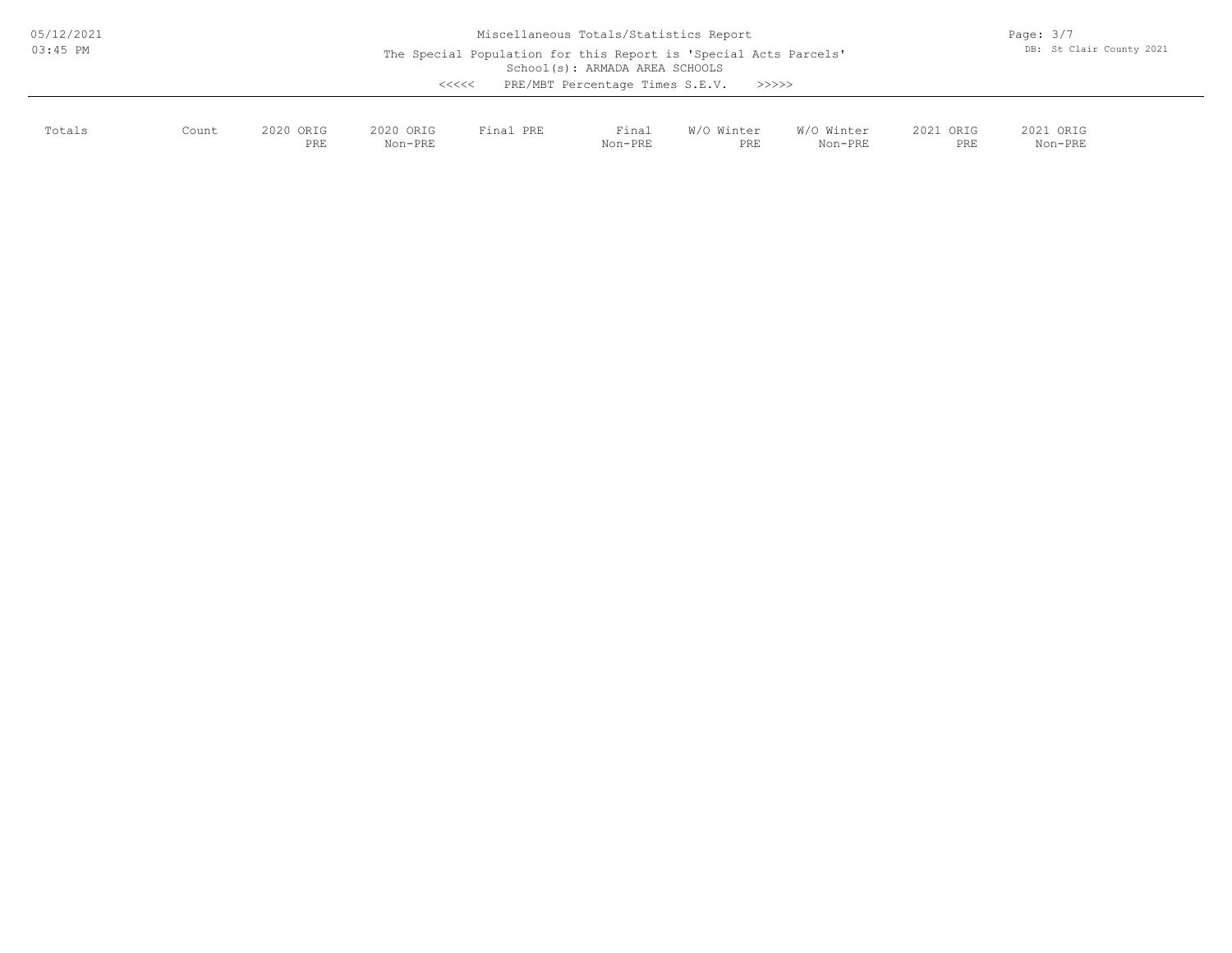Miscellaneous Totals/Statistics Report

The Special Population for this Report is 'Special Acts Parcels'

School(s): ARMADA AREA SCHOOLS

<<<<< PRE/MBT Percentage Times S.E.V. >>>>>

| Totals | Count | 2020 ORIG PRE | 2020 ORIG Non-PRE | Final PRE | Final Non-PRE | W/O Winter PRE | W/O Winter Non-PRE | 2021 ORIG PRE | 2021 ORIG Non-PRE |
|---|---|---|---|---|---|---|---|---|---|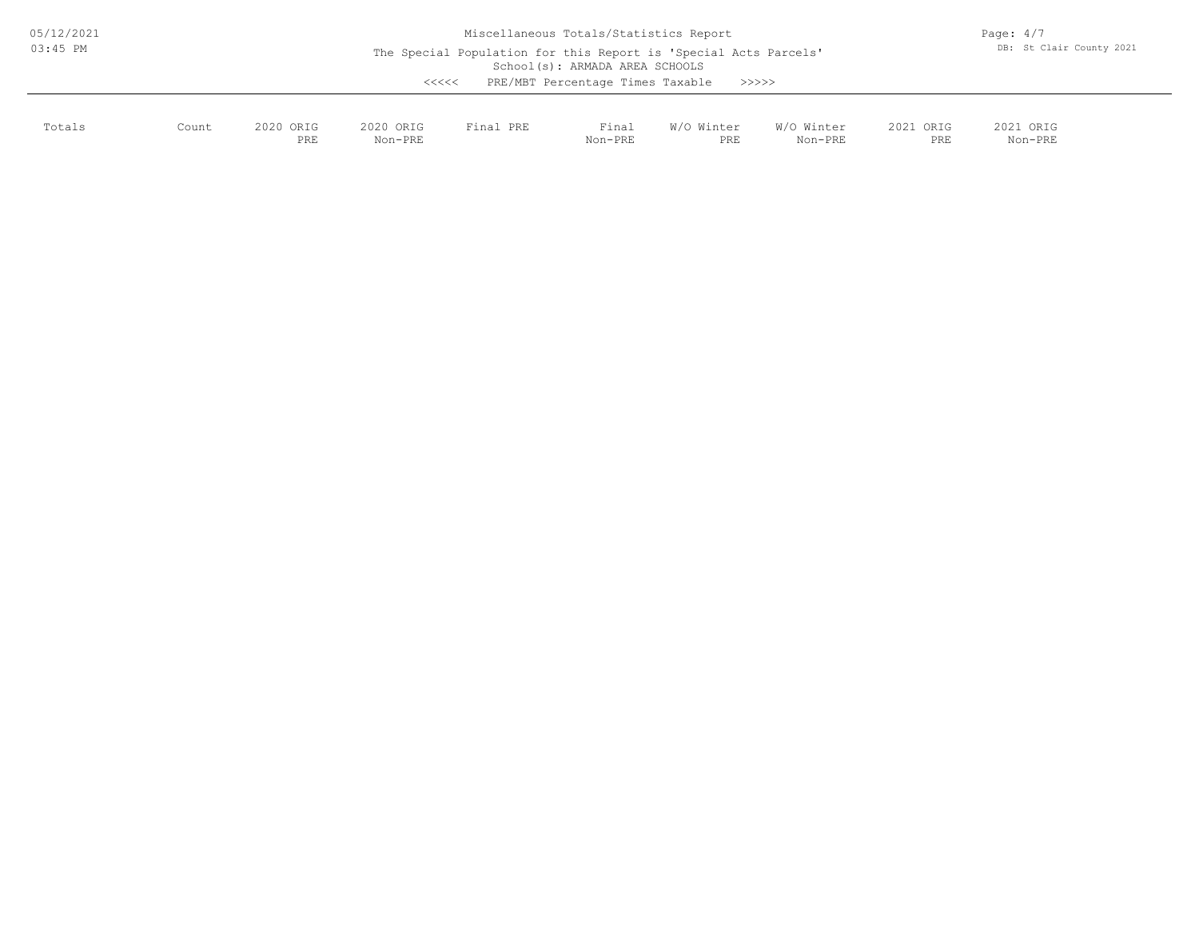Miscellaneous Totals/Statistics Report

The Special Population for this Report is 'Special Acts Parcels'

School(s): ARMADA AREA SCHOOLS

<<<<< PRE/MBT Percentage Times Taxable >>>>>

| Totals | Count | 2020 ORIG PRE | 2020 ORIG Non-PRE | Final PRE | Final Non-PRE | W/O Winter PRE | W/O Winter Non-PRE | 2021 ORIG PRE | 2021 ORIG Non-PRE |
|---|---|---|---|---|---|---|---|---|---|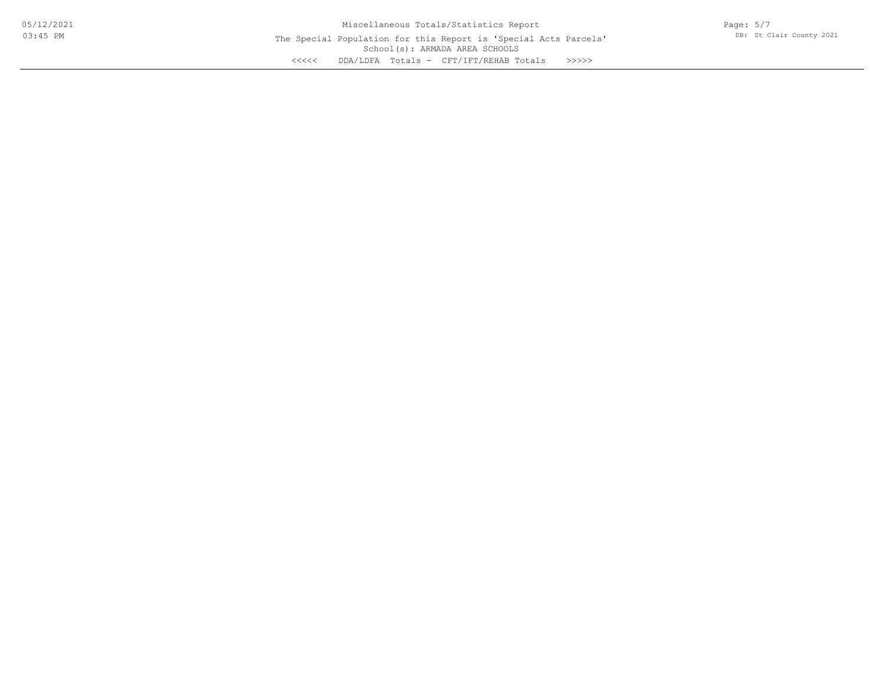<<<<< DDA/LDFA Totals - CFT/IFT/REHAB Totals >>>>>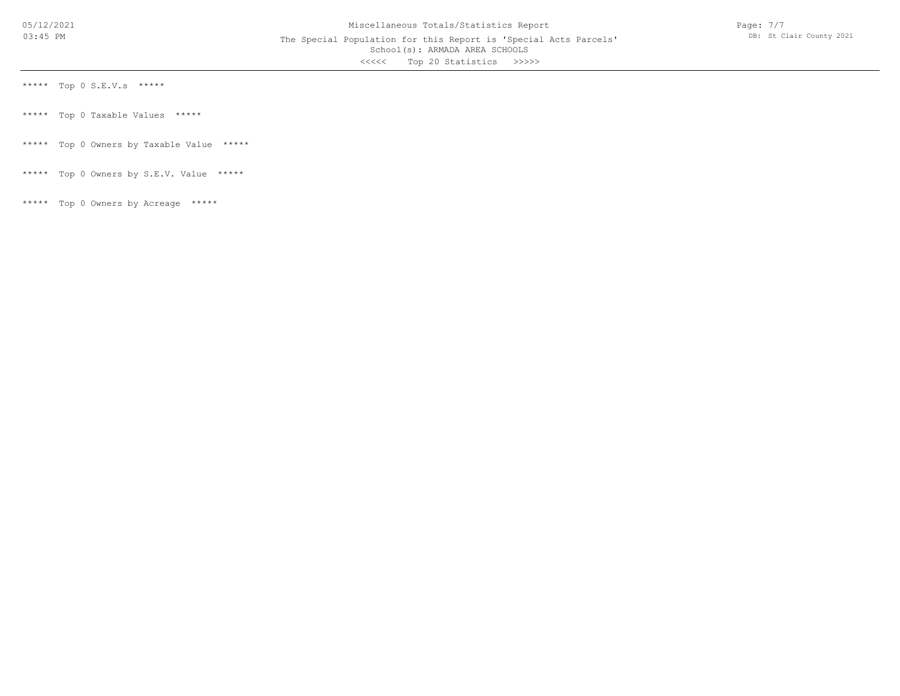***** Top 0 S.E.V.s *****

***** Top 0 Taxable Values *****

***** Top 0 Owners by Taxable Value *****

***** Top 0 Owners by S.E.V. Value *****

***** Top 0 Owners by Acreage *****